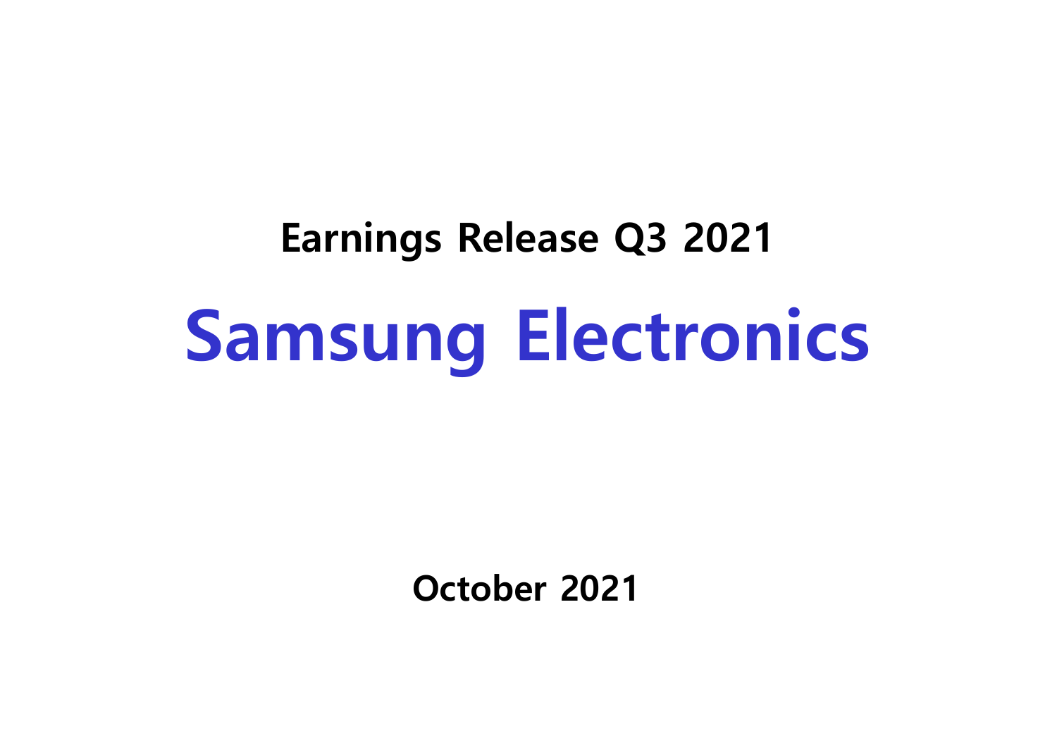## Earnings Release Q3 2021

# Samsung Electronics

**October 2021**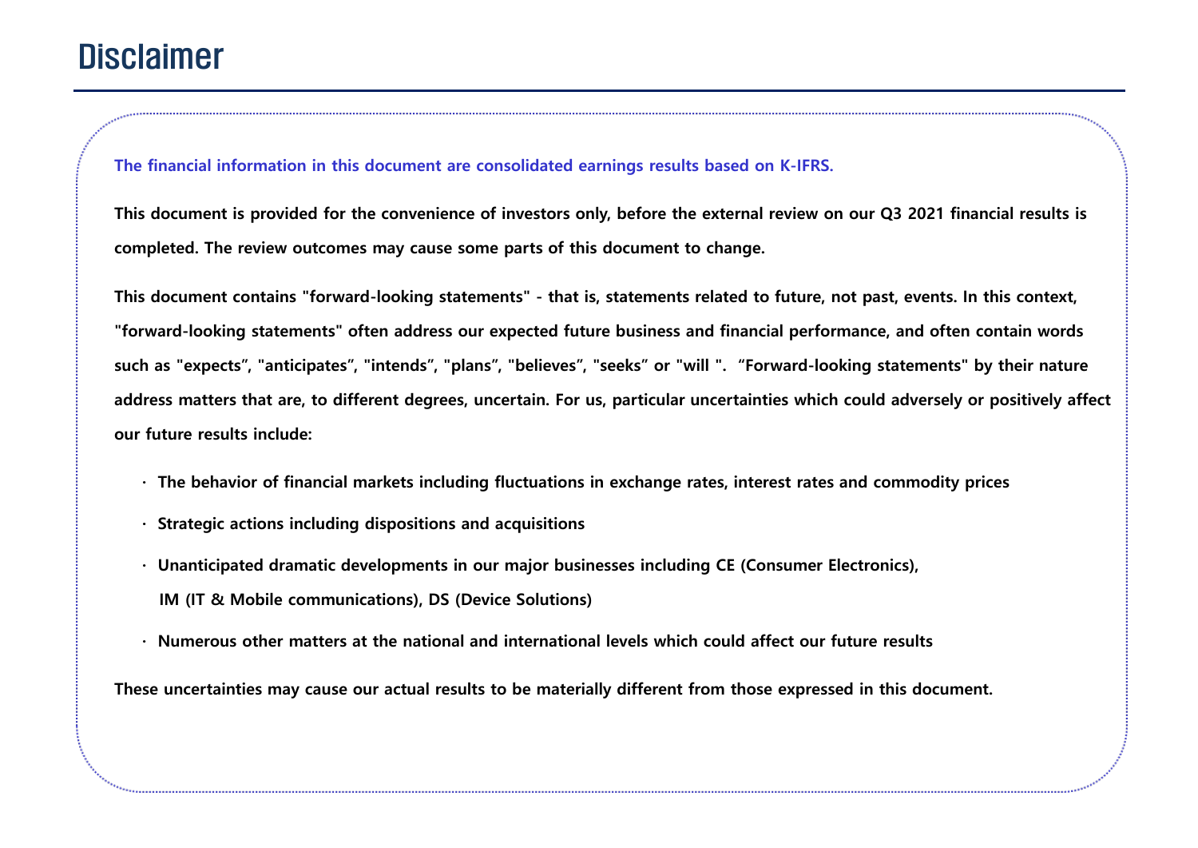# Disclaimer

**The financial information in this document are consolidated earnings results based on K-IFRS.**

**This document is provided for the convenience of investors only, before the external review on our Q3 2021 financial results is completed. The review outcomes may cause some parts of this document to change.**

**This document contains "forward-looking statements" - that is, statements related to future, not past, events. In this context, "forward-looking statements" often address our expected future business and financial performance, and often contain words such as "expects", "anticipates", "intends", "plans", "believes", "seeks" or "will ". "Forward-looking statements" by their nature address matters that are, to different degrees, uncertain. For us, particular uncertainties which could adversely or positively affect our future results include:**

- **The behavior of financial markets including fluctuations in exchange rates, interest rates and commodity prices**
- **Strategic actions including dispositions and acquisitions**
- **Unanticipated dramatic developments in our major businesses including CE (Consumer Electronics), IM (IT & Mobile communications), DS (Device Solutions)**
- **Numerous other matters at the national and international levels which could affect our future results**

**These uncertainties may cause our actual results to be materially different from those expressed in this document.**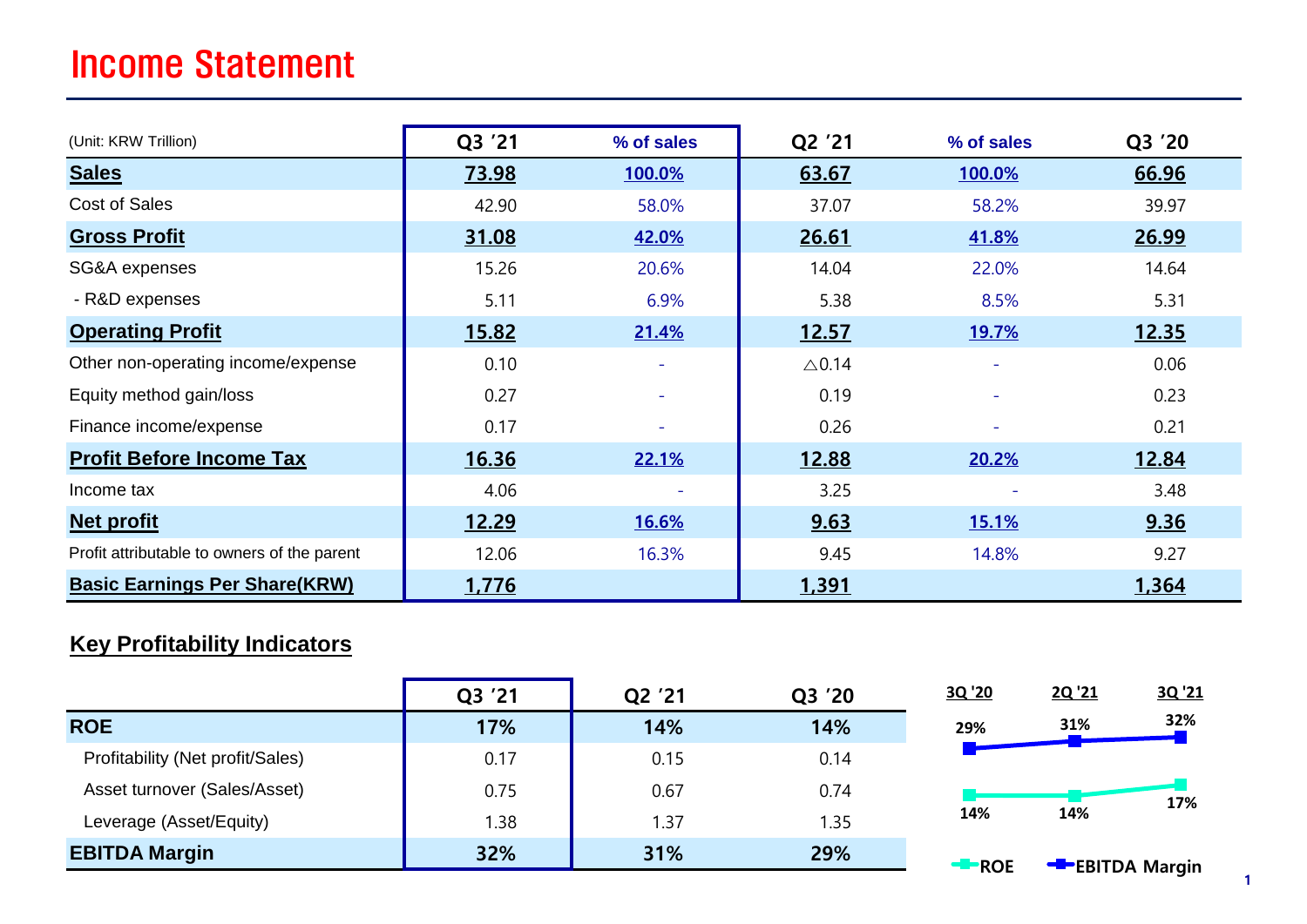# Income Statement

| (Unit: KRW Trillion) | Q3 '21 | % of sales | Q2 '21 | % of sales | Q3 '20 |
|---|---|---|---|---|---|
| **Sales** | **73.98** | **100.0%** | **63.67** | **100.0%** | **66.96** |
| Cost of Sales | 42.90 | 58.0% | 37.07 | 58.2% | 39.97 |
| **Gross Profit** | **31.08** | **42.0%** | **26.61** | **41.8%** | **26.99** |
| SG&A expenses | 15.26 | 20.6% | 14.04 | 22.0% | 14.64 |
| - R&D expenses | 5.11 | 6.9% | 5.38 | 8.5% | 5.31 |
| **Operating Profit** | **15.82** | **21.4%** | **12.57** | **19.7%** | **12.35** |
| Other non-operating income/expense | 0.10 | - | △0.14 | - | 0.06 |
| Equity method gain/loss | 0.27 | - | 0.19 | - | 0.23 |
| Finance income/expense | 0.17 | - | 0.26 | - | 0.21 |
| **Profit Before Income Tax** | **16.36** | **22.1%** | **12.88** | **20.2%** | **12.84** |
| Income tax | 4.06 | - | 3.25 | - | 3.48 |
| **Net profit** | **12.29** | **16.6%** | **9.63** | **15.1%** | **9.36** |
| Profit attributable to owners of the parent | 12.06 | 16.3% | 9.45 | 14.8% | 9.27 |
| **Basic Earnings Per Share(KRW)** | **1,776** | | **1,391** | | **1,364** |

## Key Profitability Indicators

| | Q3 '21 | Q2 '21 | Q3 '20 |
|---|---|---|---|
| **ROE** | **17%** | **14%** | **14%** |
| Profitability (Net profit/Sales) | 0.17 | 0.15 | 0.14 |
| Asset turnover (Sales/Asset) | 0.75 | 0.67 | 0.74 |
| Leverage (Asset/Equity) | 1.38 | 1.37 | 1.35 |
| **EBITDA Margin** | **32%** | **31%** | **29%** |

| | 3Q '20 | 2Q '21 | 3Q '21 |
|---|---|---|---|
| EBITDA Margin | 29% | 31% | 32% |
| ROE | 14% | 14% | 17% |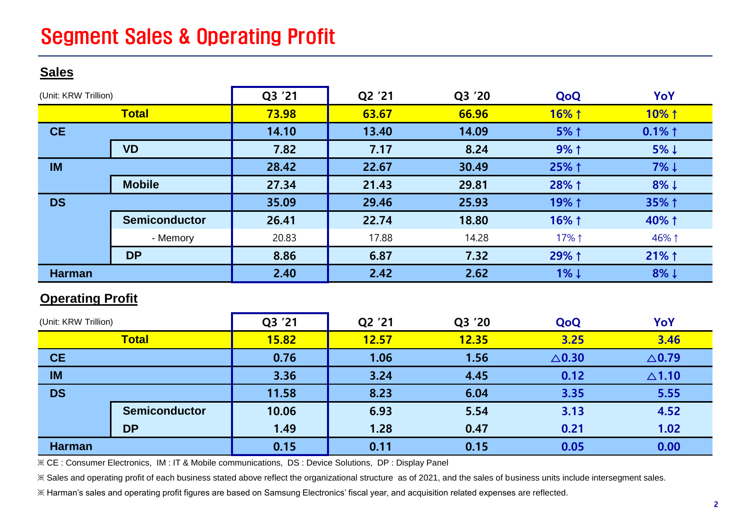# Segment Sales & Operating Profit

## Sales

| (Unit: KRW Trillion) | | Q3 '21 | Q2 '21 | Q3 '20 | QoQ | YoY |
|---|---|---|---|---|---|---|
| **Total** | | **73.98** | **63.67** | **66.96** | **16% ↑** | **10% ↑** |
| **CE** | | **14.10** | **13.40** | **14.09** | **5% ↑** | **0.1% ↑** |
| | **VD** | **7.82** | **7.17** | **8.24** | **9% ↑** | **5% ↓** |
| **IM** | | **28.42** | **22.67** | **30.49** | **25% ↑** | **7% ↓** |
| | **Mobile** | **27.34** | **21.43** | **29.81** | **28% ↑** | **8% ↓** |
| **DS** | | **35.09** | **29.46** | **25.93** | **19% ↑** | **35% ↑** |
| | **Semiconductor** | **26.41** | **22.74** | **18.80** | **16% ↑** | **40% ↑** |
| | - Memory | 20.83 | 17.88 | 14.28 | 17% ↑ | 46% ↑ |
| | **DP** | **8.86** | **6.87** | **7.32** | **29% ↑** | **21% ↑** |
| **Harman** | | **2.40** | **2.42** | **2.62** | **1% ↓** | **8% ↓** |

## Operating Profit

| (Unit: KRW Trillion) | | Q3 '21 | Q2 '21 | Q3 '20 | QoQ | YoY |
|---|---|---|---|---|---|---|
| **Total** | | **15.82** | **12.57** | **12.35** | **3.25** | **3.46** |
| **CE** | | **0.76** | **1.06** | **1.56** | **△0.30** | **△0.79** |
| **IM** | | **3.36** | **3.24** | **4.45** | **0.12** | **△1.10** |
| **DS** | | **11.58** | **8.23** | **6.04** | **3.35** | **5.55** |
| | **Semiconductor** | **10.06** | **6.93** | **5.54** | **3.13** | **4.52** |
| | **DP** | **1.49** | **1.28** | **0.47** | **0.21** | **1.02** |
| **Harman** | | **0.15** | **0.11** | **0.15** | **0.05** | **0.00** |

※ CE : Consumer Electronics, IM : IT & Mobile communications, DS : Device Solutions, DP : Display Panel

※ Sales and operating profit of each business stated above reflect the organizational structure as of 2021, and the sales of business units include intersegment sales.

※ Harman's sales and operating profit figures are based on Samsung Electronics' fiscal year, and acquisition related expenses are reflected.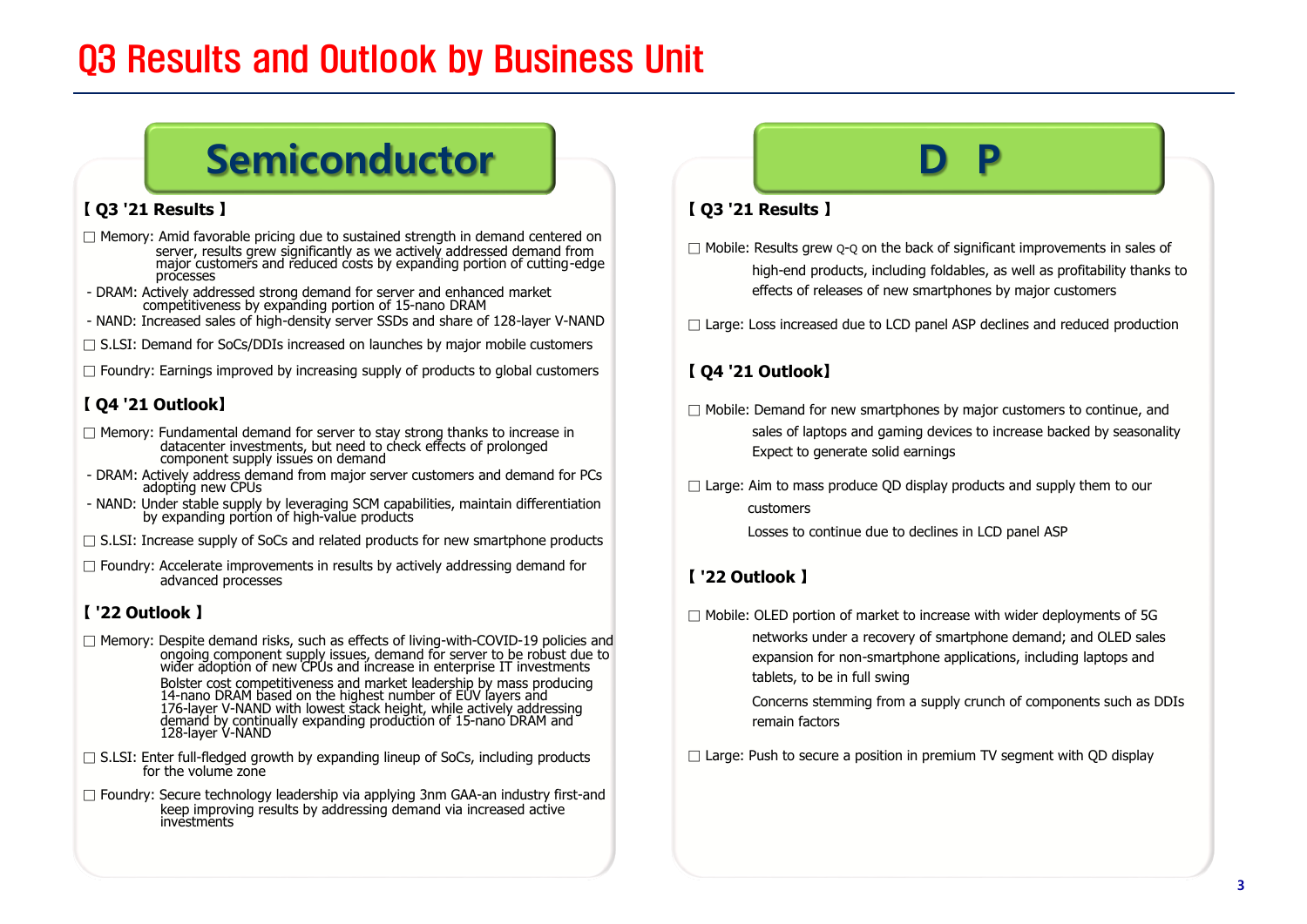# Q3 Results and Outlook by Business Unit

## Semiconductor

### 【 Q3 '21 Results 】

☐ Memory: Amid favorable pricing due to sustained strength in demand centered on server, results grew significantly as we actively addressed demand from major customers and reduced costs by expanding portion of cutting-edge processes

- DRAM: Actively addressed strong demand for server and enhanced market competitiveness by expanding portion of 15-nano DRAM
- NAND: Increased sales of high-density server SSDs and share of 128-layer V-NAND

☐ S.LSI: Demand for SoCs/DDIs increased on launches by major mobile customers

☐ Foundry: Earnings improved by increasing supply of products to global customers

### 【 Q4 '21 Outlook】

☐ Memory: Fundamental demand for server to stay strong thanks to increase in datacenter investments, but need to check effects of prolonged component supply issues on demand

- DRAM: Actively address demand from major server customers and demand for PCs adopting new CPUs
- NAND: Under stable supply by leveraging SCM capabilities, maintain differentiation by expanding portion of high-value products

☐ S.LSI: Increase supply of SoCs and related products for new smartphone products

☐ Foundry: Accelerate improvements in results by actively addressing demand for advanced processes

### 【 '22 Outlook 】

☐ Memory: Despite demand risks, such as effects of living-with-COVID-19 policies and ongoing component supply issues, demand for server to be robust due to wider adoption of new CPUs and increase in enterprise IT investments

Bolster cost competitiveness and market leadership by mass producing 14-nano DRAM based on the highest number of EUV layers and 176-layer V-NAND with lowest stack height, while actively addressing demand by continually expanding production of 15-nano DRAM and 128-layer V-NAND

☐ S.LSI: Enter full-fledged growth by expanding lineup of SoCs, including products for the volume zone

☐ Foundry: Secure technology leadership via applying 3nm GAA-an industry first-and keep improving results by addressing demand via increased active investments

## D P

### 【 Q3 '21 Results 】

☐ Mobile: Results grew Q-Q on the back of significant improvements in sales of high-end products, including foldables, as well as profitability thanks to effects of releases of new smartphones by major customers

☐ Large: Loss increased due to LCD panel ASP declines and reduced production

### 【 Q4 '21 Outlook】

☐ Mobile: Demand for new smartphones by major customers to continue, and sales of laptops and gaming devices to increase backed by seasonality

Expect to generate solid earnings

☐ Large: Aim to mass produce QD display products and supply them to our customers

Losses to continue due to declines in LCD panel ASP

### 【 '22 Outlook 】

☐ Mobile: OLED portion of market to increase with wider deployments of 5G networks under a recovery of smartphone demand; and OLED sales expansion for non-smartphone applications, including laptops and tablets, to be in full swing

Concerns stemming from a supply crunch of components such as DDIs remain factors

☐ Large: Push to secure a position in premium TV segment with QD display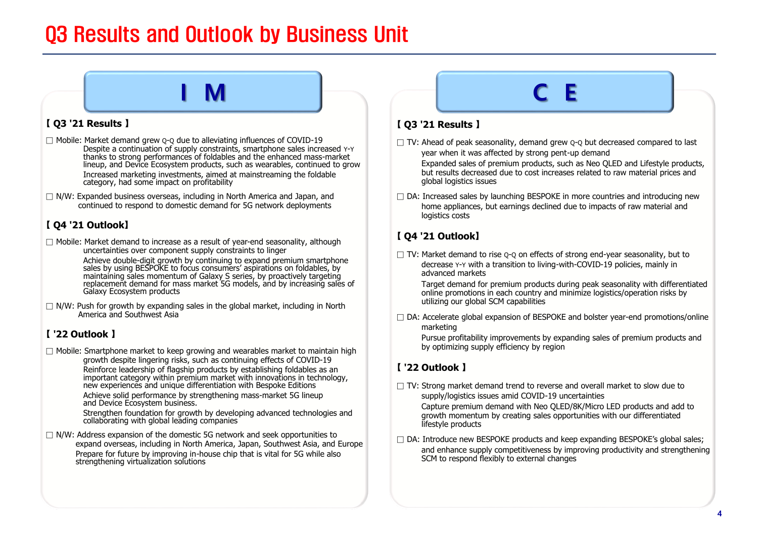# Q3 Results and Outlook by Business Unit

## IM

### 【 Q3 '21 Results 】

- ☐ Mobile: Market demand grew Q-Q due to alleviating influences of COVID-19
  Despite a continuation of supply constraints, smartphone sales increased Y-Y thanks to strong performances of foldables and the enhanced mass-market lineup, and Device Ecosystem products, such as wearables, continued to grow
  Increased marketing investments, aimed at mainstreaming the foldable category, had some impact on profitability
- ☐ N/W: Expanded business overseas, including in North America and Japan, and continued to respond to domestic demand for 5G network deployments

### 【 Q4 '21 Outlook】

- ☐ Mobile: Market demand to increase as a result of year-end seasonality, although uncertainties over component supply constraints to linger
  Achieve double-digit growth by continuing to expand premium smartphone sales by using BESPOKE to focus consumers' aspirations on foldables, by maintaining sales momentum of Galaxy S series, by proactively targeting replacement demand for mass market 5G models, and by increasing sales of Galaxy Ecosystem products
- ☐ N/W: Push for growth by expanding sales in the global market, including in North America and Southwest Asia

### 【 '22 Outlook 】

- ☐ Mobile: Smartphone market to keep growing and wearables market to maintain high growth despite lingering risks, such as continuing effects of COVID-19
  Reinforce leadership of flagship products by establishing foldables as an important category within premium market with innovations in technology, new experiences and unique differentiation with Bespoke Editions
  Achieve solid performance by strengthening mass-market 5G lineup and Device Ecosystem business.
  Strengthen foundation for growth by developing advanced technologies and collaborating with global leading companies
- ☐ N/W: Address expansion of the domestic 5G network and seek opportunities to expand overseas, including in North America, Japan, Southwest Asia, and Europe
  Prepare for future by improving in-house chip that is vital for 5G while also strengthening virtualization solutions

## CE

### 【 Q3 '21 Results 】

- ☐ TV: Ahead of peak seasonality, demand grew Q-Q but decreased compared to last year when it was affected by strong pent-up demand
  Expanded sales of premium products, such as Neo QLED and Lifestyle products, but results decreased due to cost increases related to raw material prices and global logistics issues
- ☐ DA: Increased sales by launching BESPOKE in more countries and introducing new home appliances, but earnings declined due to impacts of raw material and logistics costs

### 【 Q4 '21 Outlook】

- ☐ TV: Market demand to rise Q-Q on effects of strong end-year seasonality, but to decrease Y-Y with a transition to living-with-COVID-19 policies, mainly in advanced markets
  Target demand for premium products during peak seasonality with differentiated online promotions in each country and minimize logistics/operation risks by utilizing our global SCM capabilities
- ☐ DA: Accelerate global expansion of BESPOKE and bolster year-end promotions/online marketing
  Pursue profitability improvements by expanding sales of premium products and by optimizing supply efficiency by region

### 【 '22 Outlook 】

- ☐ TV: Strong market demand trend to reverse and overall market to slow due to supply/logistics issues amid COVID-19 uncertainties
  Capture premium demand with Neo QLED/8K/Micro LED products and add to growth momentum by creating sales opportunities with our differentiated lifestyle products
- ☐ DA: Introduce new BESPOKE products and keep expanding BESPOKE's global sales; and enhance supply competitiveness by improving productivity and strengthening SCM to respond flexibly to external changes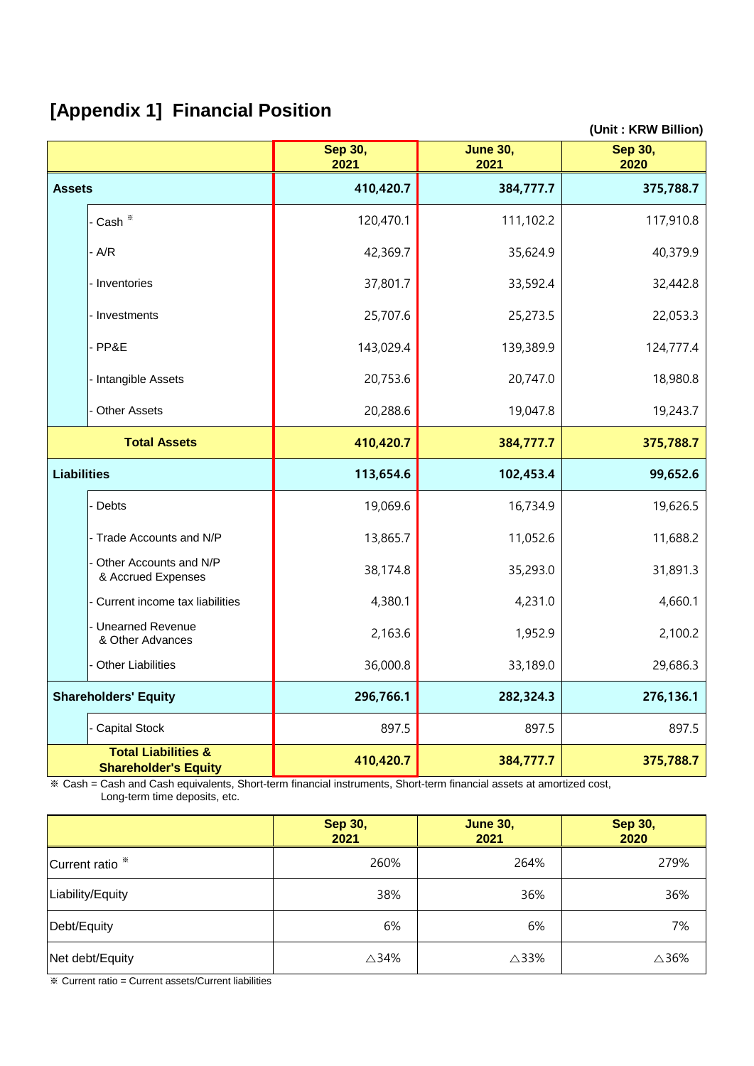# [Appendix 1] Financial Position

(Unit : KRW Billion)

| | Sep 30, 2021 | June 30, 2021 | Sep 30, 2020 |
|---|---|---|---|
| **Assets** | **410,420.7** | **384,777.7** | **375,788.7** |
| - Cash ※ | 120,470.1 | 111,102.2 | 117,910.8 |
| - A/R | 42,369.7 | 35,624.9 | 40,379.9 |
| - Inventories | 37,801.7 | 33,592.4 | 32,442.8 |
| - Investments | 25,707.6 | 25,273.5 | 22,053.3 |
| - PP&E | 143,029.4 | 139,389.9 | 124,777.4 |
| - Intangible Assets | 20,753.6 | 20,747.0 | 18,980.8 |
| - Other Assets | 20,288.6 | 19,047.8 | 19,243.7 |
| **Total Assets** | **410,420.7** | **384,777.7** | **375,788.7** |
| **Liabilities** | **113,654.6** | **102,453.4** | **99,652.6** |
| - Debts | 19,069.6 | 16,734.9 | 19,626.5 |
| - Trade Accounts and N/P | 13,865.7 | 11,052.6 | 11,688.2 |
| - Other Accounts and N/P & Accrued Expenses | 38,174.8 | 35,293.0 | 31,891.3 |
| - Current income tax liabilities | 4,380.1 | 4,231.0 | 4,660.1 |
| - Unearned Revenue & Other Advances | 2,163.6 | 1,952.9 | 2,100.2 |
| - Other Liabilities | 36,000.8 | 33,189.0 | 29,686.3 |
| **Shareholders' Equity** | **296,766.1** | **282,324.3** | **276,136.1** |
| - Capital Stock | 897.5 | 897.5 | 897.5 |
| **Total Liabilities & Shareholder's Equity** | **410,420.7** | **384,777.7** | **375,788.7** |

※ Cash = Cash and Cash equivalents, Short-term financial instruments, Short-term financial assets at amortized cost, Long-term time deposits, etc.

| | Sep 30, 2021 | June 30, 2021 | Sep 30, 2020 |
|---|---|---|---|
| Current ratio ※ | 260% | 264% | 279% |
| Liability/Equity | 38% | 36% | 36% |
| Debt/Equity | 6% | 6% | 7% |
| Net debt/Equity | △34% | △33% | △36% |

※ Current ratio = Current assets/Current liabilities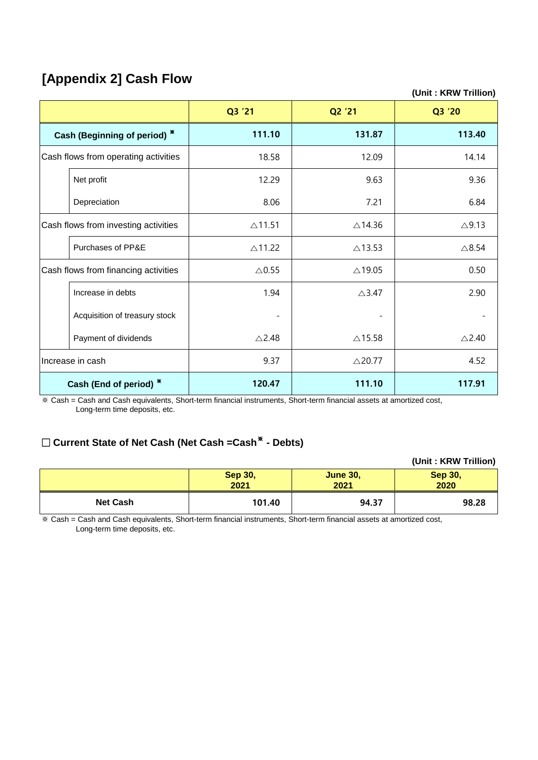## [Appendix 2] Cash Flow

**(Unit : KRW Trillion)**

| | | Q3 '21 | Q2 '21 | Q3 '20 |
|---|---|---|---|---|
| **Cash (Beginning of period) ※** | | **111.10** | **131.87** | **113.40** |
| Cash flows from operating activities | | 18.58 | 12.09 | 14.14 |
| | Net profit | 12.29 | 9.63 | 9.36 |
| | Depreciation | 8.06 | 7.21 | 6.84 |
| Cash flows from investing activities | | △11.51 | △14.36 | △9.13 |
| | Purchases of PP&E | △11.22 | △13.53 | △8.54 |
| Cash flows from financing activities | | △0.55 | △19.05 | 0.50 |
| | Increase in debts | 1.94 | △3.47 | 2.90 |
| | Acquisition of treasury stock | - | - | - |
| | Payment of dividends | △2.48 | △15.58 | △2.40 |
| Increase in cash | | 9.37 | △20.77 | 4.52 |
| **Cash (End of period) ※** | | **120.47** | **111.10** | **117.91** |

※ Cash = Cash and Cash equivalents, Short-term financial instruments, Short-term financial assets at amortized cost, Long-term time deposits, etc.

### ☐ Current State of Net Cash (Net Cash =Cash※ - Debts)

**(Unit : KRW Trillion)**

| | Sep 30, 2021 | June 30, 2021 | Sep 30, 2020 |
|---|---|---|---|
| **Net Cash** | **101.40** | **94.37** | **98.28** |

※ Cash = Cash and Cash equivalents, Short-term financial instruments, Short-term financial assets at amortized cost, Long-term time deposits, etc.